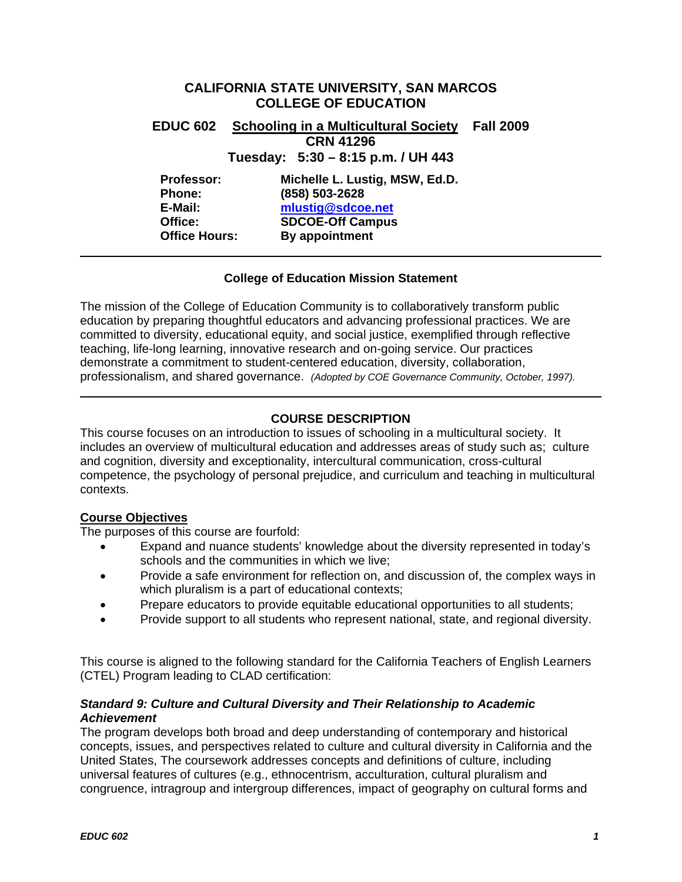# CALIFORNIA STATE UNIVERSITY, SAN MARCOS
# COLLEGE OF EDUCATION

**EDUC 602** **Schooling in a Multicultural Society** **Fall 2009**
**CRN 41296**
**Tuesday: 5:30 – 8:15 p.m. / UH 443**

**Professor:** **Michelle L. Lustig, MSW, Ed.D.**
**Phone:** **(858) 503-2628**
**E-Mail:** **mlustig@sdcoe.net**
**Office:** **SDCOE-Off Campus**
**Office Hours:** **By appointment**

---

### College of Education Mission Statement

The mission of the College of Education Community is to collaboratively transform public education by preparing thoughtful educators and advancing professional practices. We are committed to diversity, educational equity, and social justice, exemplified through reflective teaching, life-long learning, innovative research and on-going service. Our practices demonstrate a commitment to student-centered education, diversity, collaboration, professionalism, and shared governance. *(Adopted by COE Governance Community, October, 1997).*

---

## COURSE DESCRIPTION

This course focuses on an introduction to issues of schooling in a multicultural society. It includes an overview of multicultural education and addresses areas of study such as; culture and cognition, diversity and exceptionality, intercultural communication, cross-cultural competence, the psychology of personal prejudice, and curriculum and teaching in multicultural contexts.

### Course Objectives

The purposes of this course are fourfold:

- Expand and nuance students' knowledge about the diversity represented in today's schools and the communities in which we live;
- Provide a safe environment for reflection on, and discussion of, the complex ways in which pluralism is a part of educational contexts;
- Prepare educators to provide equitable educational opportunities to all students;
- Provide support to all students who represent national, state, and regional diversity.

This course is aligned to the following standard for the California Teachers of English Learners (CTEL) Program leading to CLAD certification:

***Standard 9: Culture and Cultural Diversity and Their Relationship to Academic Achievement***

The program develops both broad and deep understanding of contemporary and historical concepts, issues, and perspectives related to culture and cultural diversity in California and the United States, The coursework addresses concepts and definitions of culture, including universal features of cultures (e.g., ethnocentrism, acculturation, cultural pluralism and congruence, intragroup and intergroup differences, impact of geography on cultural forms and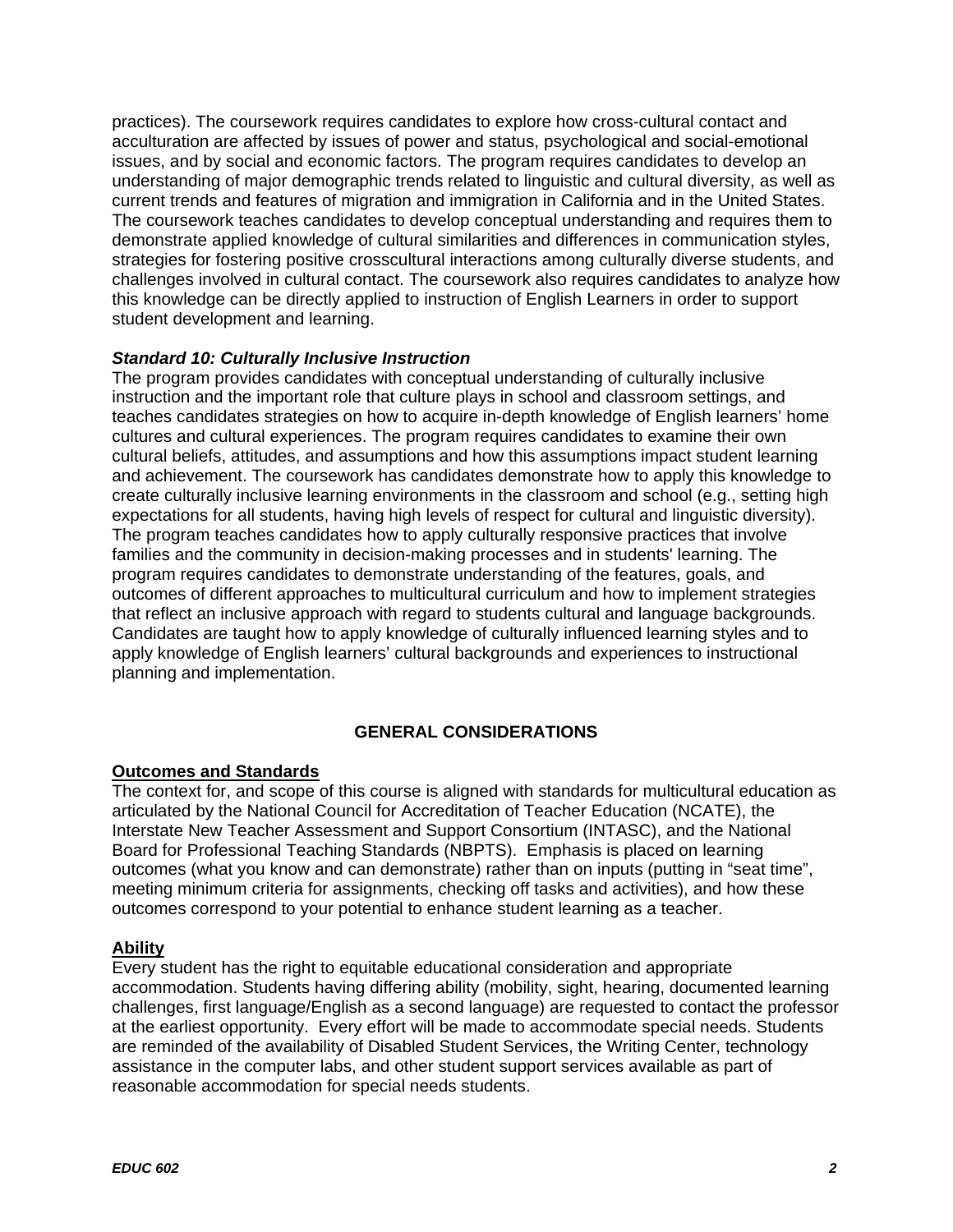practices). The coursework requires candidates to explore how cross-cultural contact and acculturation are affected by issues of power and status, psychological and social-emotional issues, and by social and economic factors. The program requires candidates to develop an understanding of major demographic trends related to linguistic and cultural diversity, as well as current trends and features of migration and immigration in California and in the United States. The coursework teaches candidates to develop conceptual understanding and requires them to demonstrate applied knowledge of cultural similarities and differences in communication styles, strategies for fostering positive crosscultural interactions among culturally diverse students, and challenges involved in cultural contact. The coursework also requires candidates to analyze how this knowledge can be directly applied to instruction of English Learners in order to support student development and learning.

***Standard 10: Culturally Inclusive Instruction***
The program provides candidates with conceptual understanding of culturally inclusive instruction and the important role that culture plays in school and classroom settings, and teaches candidates strategies on how to acquire in-depth knowledge of English learners' home cultures and cultural experiences. The program requires candidates to examine their own cultural beliefs, attitudes, and assumptions and how this assumptions impact student learning and achievement. The coursework has candidates demonstrate how to apply this knowledge to create culturally inclusive learning environments in the classroom and school (e.g., setting high expectations for all students, having high levels of respect for cultural and linguistic diversity). The program teaches candidates how to apply culturally responsive practices that involve families and the community in decision-making processes and in students' learning. The program requires candidates to demonstrate understanding of the features, goals, and outcomes of different approaches to multicultural curriculum and how to implement strategies that reflect an inclusive approach with regard to students cultural and language backgrounds. Candidates are taught how to apply knowledge of culturally influenced learning styles and to apply knowledge of English learners' cultural backgrounds and experiences to instructional planning and implementation.

## GENERAL CONSIDERATIONS

**Outcomes and Standards**
The context for, and scope of this course is aligned with standards for multicultural education as articulated by the National Council for Accreditation of Teacher Education (NCATE), the Interstate New Teacher Assessment and Support Consortium (INTASC), and the National Board for Professional Teaching Standards (NBPTS). Emphasis is placed on learning outcomes (what you know and can demonstrate) rather than on inputs (putting in "seat time", meeting minimum criteria for assignments, checking off tasks and activities), and how these outcomes correspond to your potential to enhance student learning as a teacher.

**Ability**
Every student has the right to equitable educational consideration and appropriate accommodation. Students having differing ability (mobility, sight, hearing, documented learning challenges, first language/English as a second language) are requested to contact the professor at the earliest opportunity. Every effort will be made to accommodate special needs. Students are reminded of the availability of Disabled Student Services, the Writing Center, technology assistance in the computer labs, and other student support services available as part of reasonable accommodation for special needs students.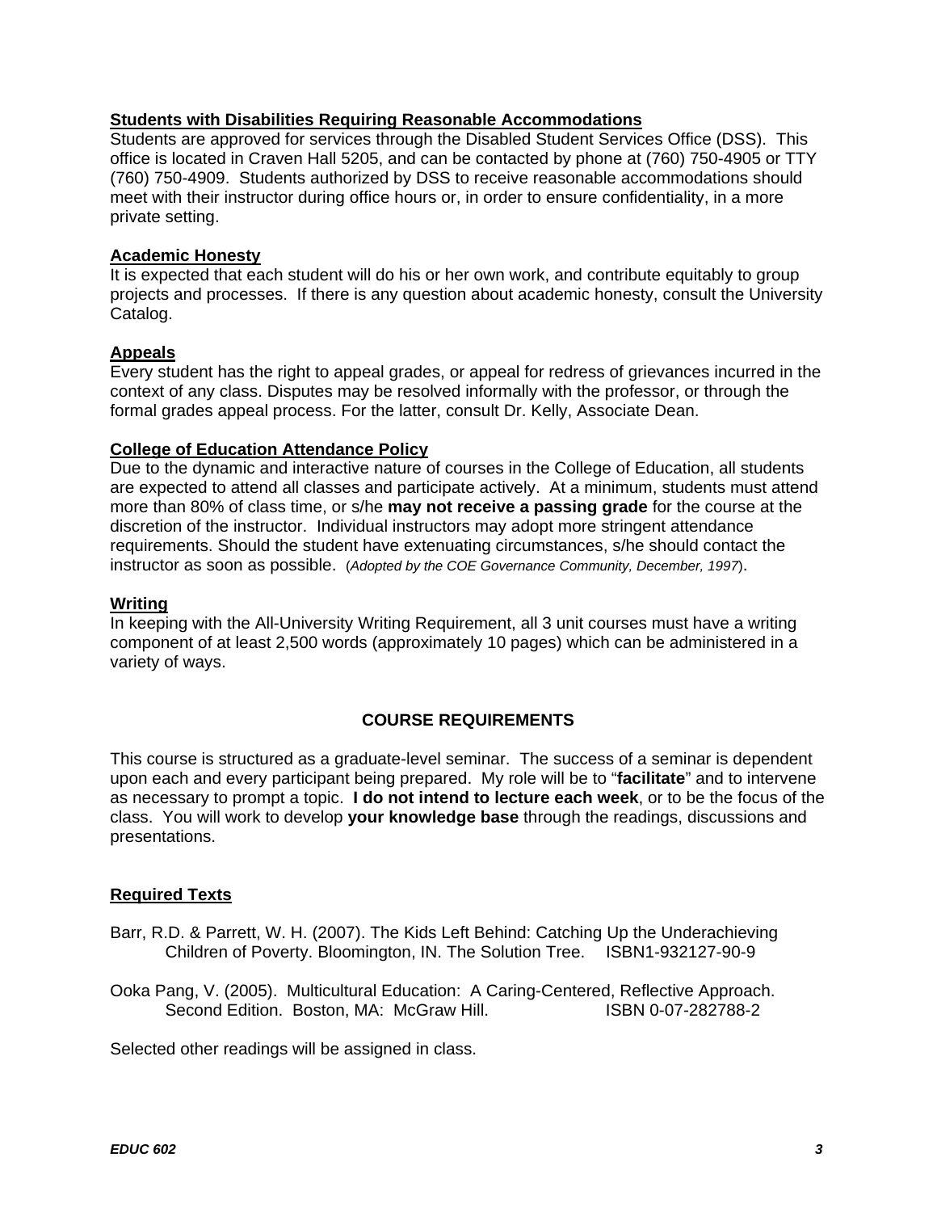## Students with Disabilities Requiring Reasonable Accommodations

Students are approved for services through the Disabled Student Services Office (DSS). This office is located in Craven Hall 5205, and can be contacted by phone at (760) 750-4905 or TTY (760) 750-4909. Students authorized by DSS to receive reasonable accommodations should meet with their instructor during office hours or, in order to ensure confidentiality, in a more private setting.

## Academic Honesty

It is expected that each student will do his or her own work, and contribute equitably to group projects and processes. If there is any question about academic honesty, consult the University Catalog.

## Appeals

Every student has the right to appeal grades, or appeal for redress of grievances incurred in the context of any class. Disputes may be resolved informally with the professor, or through the formal grades appeal process. For the latter, consult Dr. Kelly, Associate Dean.

## College of Education Attendance Policy

Due to the dynamic and interactive nature of courses in the College of Education, all students are expected to attend all classes and participate actively. At a minimum, students must attend more than 80% of class time, or s/he **may not receive a passing grade** for the course at the discretion of the instructor. Individual instructors may adopt more stringent attendance requirements. Should the student have extenuating circumstances, s/he should contact the instructor as soon as possible. (*Adopted by the COE Governance Community, December, 1997*).

## Writing

In keeping with the All-University Writing Requirement, all 3 unit courses must have a writing component of at least 2,500 words (approximately 10 pages) which can be administered in a variety of ways.

# COURSE REQUIREMENTS

This course is structured as a graduate-level seminar. The success of a seminar is dependent upon each and every participant being prepared. My role will be to "**facilitate**" and to intervene as necessary to prompt a topic. **I do not intend to lecture each week**, or to be the focus of the class. You will work to develop **your knowledge base** through the readings, discussions and presentations.

## Required Texts

Barr, R.D. & Parrett, W. H. (2007). The Kids Left Behind: Catching Up the Underachieving Children of Poverty. Bloomington, IN. The Solution Tree. ISBN1-932127-90-9

Ooka Pang, V. (2005). Multicultural Education: A Caring-Centered, Reflective Approach. Second Edition. Boston, MA: McGraw Hill. ISBN 0-07-282788-2

Selected other readings will be assigned in class.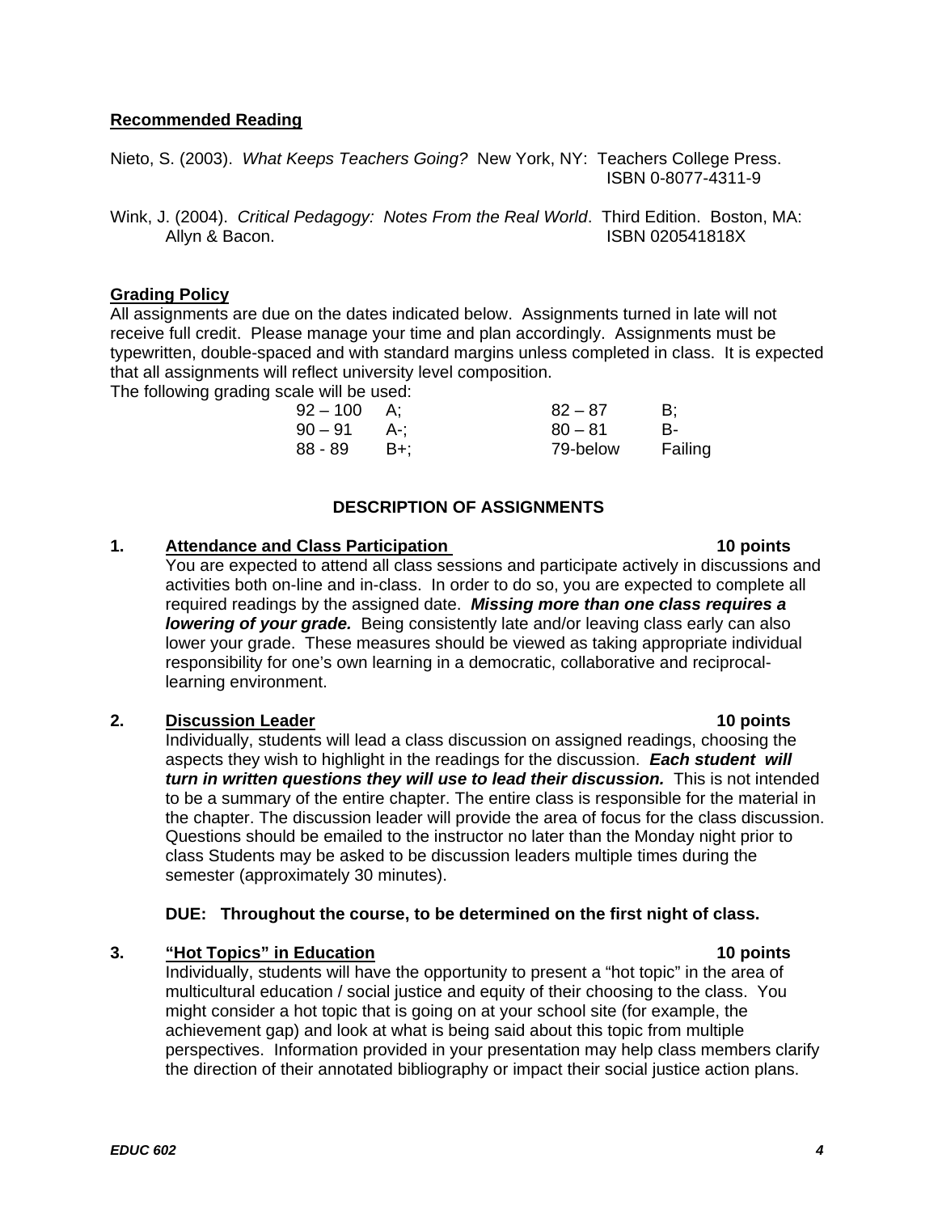**Recommended Reading**

Nieto, S. (2003). *What Keeps Teachers Going?* New York, NY: Teachers College Press. ISBN 0-8077-4311-9

Wink, J. (2004). *Critical Pedagogy: Notes From the Real World*. Third Edition. Boston, MA: Allyn & Bacon. ISBN 020541818X

**Grading Policy**

All assignments are due on the dates indicated below. Assignments turned in late will not receive full credit. Please manage your time and plan accordingly. Assignments must be typewritten, double-spaced and with standard margins unless completed in class. It is expected that all assignments will reflect university level composition.

The following grading scale will be used:

| | | | |
|---|---|---|---|
| 92 – 100 | A; | 82 – 87 | B; |
| 90 – 91 | A-; | 80 – 81 | B- |
| 88 - 89 | B+; | 79-below | Failing |

## DESCRIPTION OF ASSIGNMENTS

**1. Attendance and Class Participation** **10 points**

You are expected to attend all class sessions and participate actively in discussions and activities both on-line and in-class. In order to do so, you are expected to complete all required readings by the assigned date. ***Missing more than one class requires a lowering of your grade.*** Being consistently late and/or leaving class early can also lower your grade. These measures should be viewed as taking appropriate individual responsibility for one's own learning in a democratic, collaborative and reciprocal-learning environment.

**2. Discussion Leader** **10 points**

Individually, students will lead a class discussion on assigned readings, choosing the aspects they wish to highlight in the readings for the discussion. ***Each student will turn in written questions they will use to lead their discussion.*** This is not intended to be a summary of the entire chapter. The entire class is responsible for the material in the chapter. The discussion leader will provide the area of focus for the class discussion. Questions should be emailed to the instructor no later than the Monday night prior to class Students may be asked to be discussion leaders multiple times during the semester (approximately 30 minutes).

**DUE: Throughout the course, to be determined on the first night of class.**

**3. "Hot Topics" in Education** **10 points**

Individually, students will have the opportunity to present a "hot topic" in the area of multicultural education / social justice and equity of their choosing to the class. You might consider a hot topic that is going on at your school site (for example, the achievement gap) and look at what is being said about this topic from multiple perspectives. Information provided in your presentation may help class members clarify the direction of their annotated bibliography or impact their social justice action plans.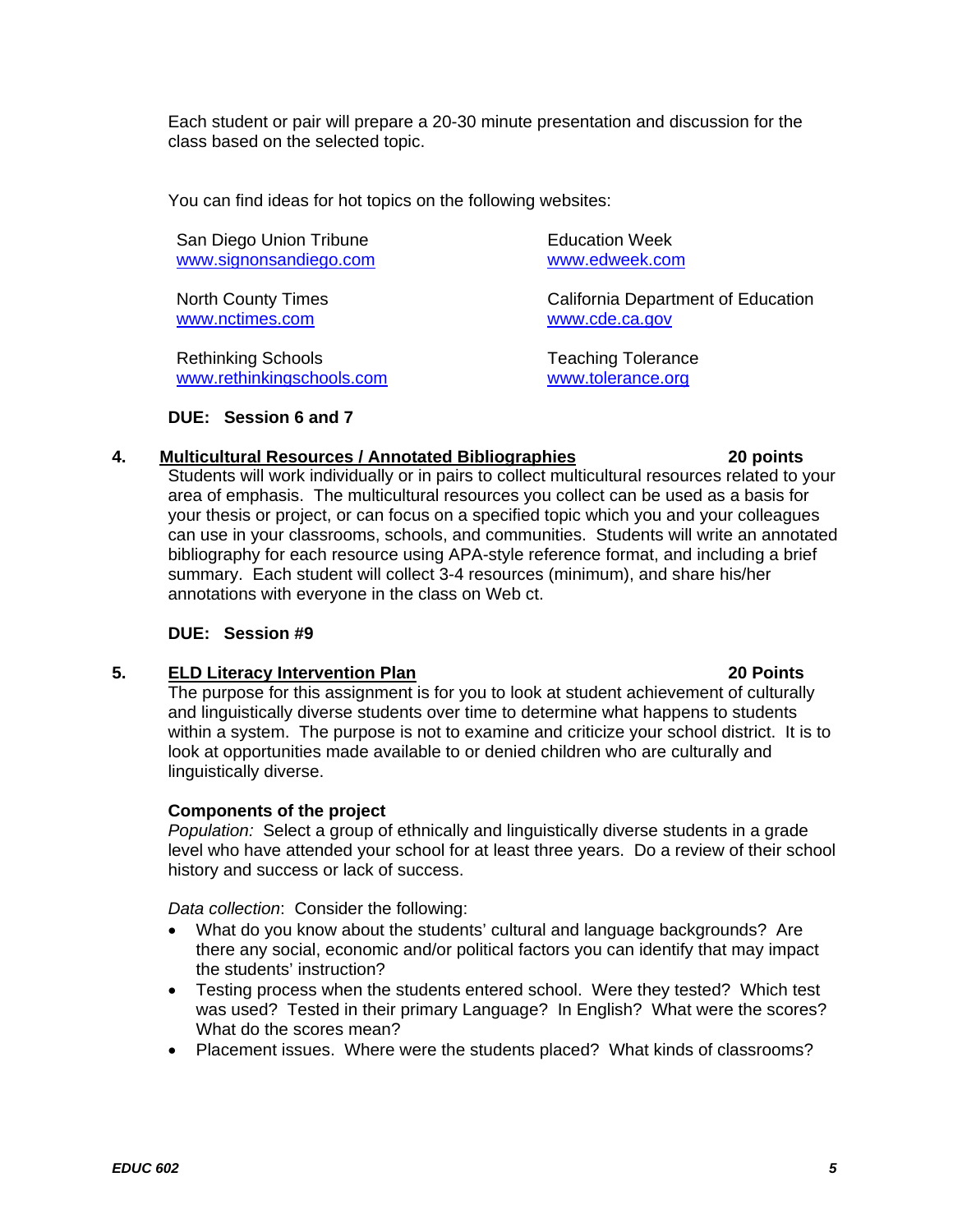Each student or pair will prepare a 20-30 minute presentation and discussion for the class based on the selected topic.

You can find ideas for hot topics on the following websites:

San Diego Union Tribune
www.signonsandiego.com

Education Week
www.edweek.com

North County Times
www.nctimes.com

California Department of Education
www.cde.ca.gov

Rethinking Schools
www.rethinkingschools.com

Teaching Tolerance
www.tolerance.org

**DUE: Session 6 and 7**

**4. Multicultural Resources / Annotated Bibliographies — 20 points**

Students will work individually or in pairs to collect multicultural resources related to your area of emphasis. The multicultural resources you collect can be used as a basis for your thesis or project, or can focus on a specified topic which you and your colleagues can use in your classrooms, schools, and communities. Students will write an annotated bibliography for each resource using APA-style reference format, and including a brief summary. Each student will collect 3-4 resources (minimum), and share his/her annotations with everyone in the class on Web ct.

**DUE: Session #9**

**5. ELD Literacy Intervention Plan — 20 Points**

The purpose for this assignment is for you to look at student achievement of culturally and linguistically diverse students over time to determine what happens to students within a system. The purpose is not to examine and criticize your school district. It is to look at opportunities made available to or denied children who are culturally and linguistically diverse.

**Components of the project**

*Population:* Select a group of ethnically and linguistically diverse students in a grade level who have attended your school for at least three years. Do a review of their school history and success or lack of success.

*Data collection*: Consider the following:

- What do you know about the students' cultural and language backgrounds? Are there any social, economic and/or political factors you can identify that may impact the students' instruction?
- Testing process when the students entered school. Were they tested? Which test was used? Tested in their primary Language? In English? What were the scores? What do the scores mean?
- Placement issues. Where were the students placed? What kinds of classrooms?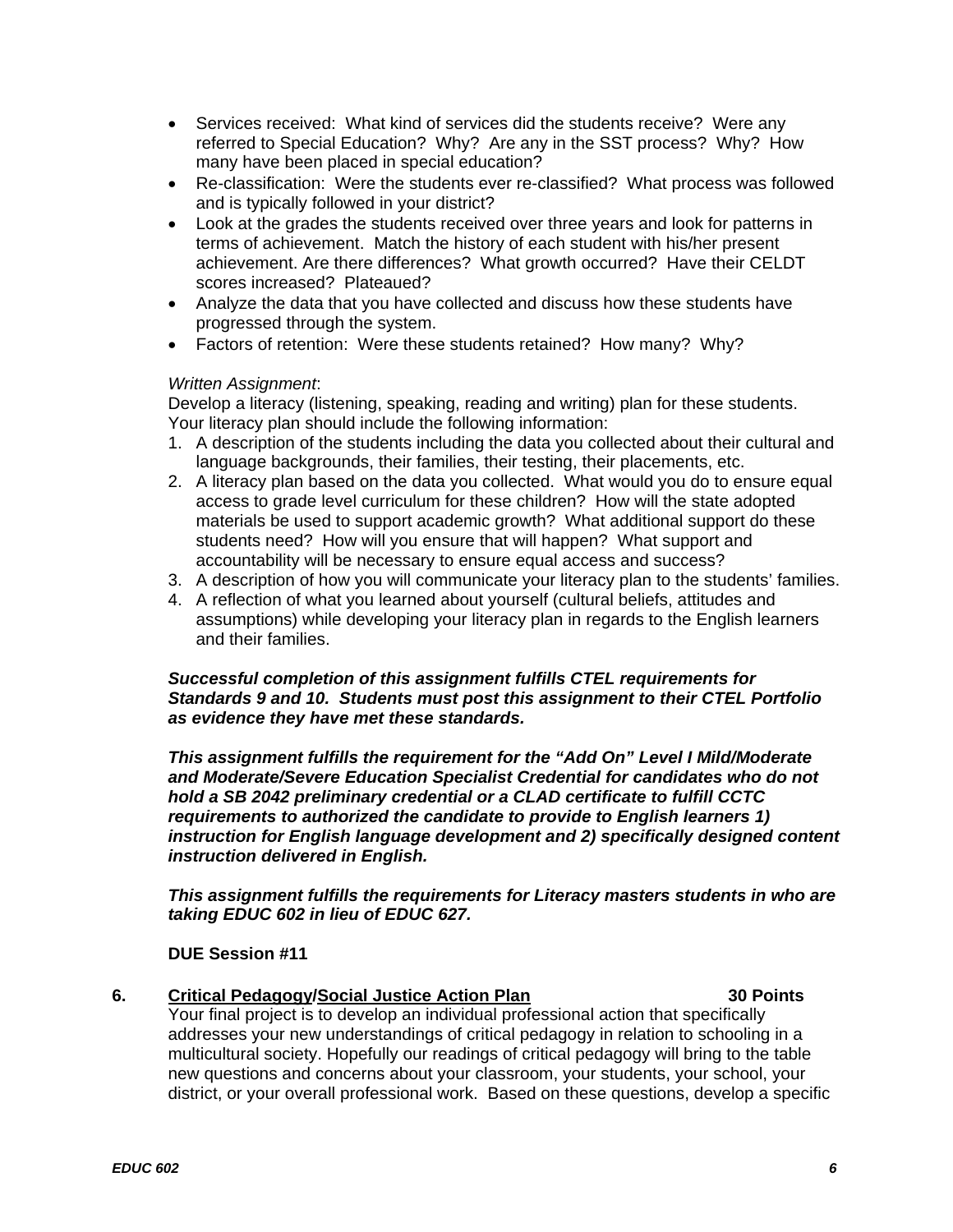- Services received: What kind of services did the students receive? Were any referred to Special Education? Why? Are any in the SST process? Why? How many have been placed in special education?
- Re-classification: Were the students ever re-classified? What process was followed and is typically followed in your district?
- Look at the grades the students received over three years and look for patterns in terms of achievement. Match the history of each student with his/her present achievement. Are there differences? What growth occurred? Have their CELDT scores increased? Plateaued?
- Analyze the data that you have collected and discuss how these students have progressed through the system.
- Factors of retention: Were these students retained? How many? Why?

*Written Assignment*:
Develop a literacy (listening, speaking, reading and writing) plan for these students. Your literacy plan should include the following information:

1. A description of the students including the data you collected about their cultural and language backgrounds, their families, their testing, their placements, etc.
2. A literacy plan based on the data you collected. What would you do to ensure equal access to grade level curriculum for these children? How will the state adopted materials be used to support academic growth? What additional support do these students need? How will you ensure that will happen? What support and accountability will be necessary to ensure equal access and success?
3. A description of how you will communicate your literacy plan to the students' families.
4. A reflection of what you learned about yourself (cultural beliefs, attitudes and assumptions) while developing your literacy plan in regards to the English learners and their families.

***Successful completion of this assignment fulfills CTEL requirements for Standards 9 and 10. Students must post this assignment to their CTEL Portfolio as evidence they have met these standards.***

***This assignment fulfills the requirement for the "Add On" Level I Mild/Moderate and Moderate/Severe Education Specialist Credential for candidates who do not hold a SB 2042 preliminary credential or a CLAD certificate to fulfill CCTC requirements to authorized the candidate to provide to English learners 1) instruction for English language development and 2) specifically designed content instruction delivered in English.***

***This assignment fulfills the requirements for Literacy masters students in who are taking EDUC 602 in lieu of EDUC 627.***

**DUE Session #11**

**6. Critical Pedagogy/Social Justice Action Plan — 30 Points**

Your final project is to develop an individual professional action that specifically addresses your new understandings of critical pedagogy in relation to schooling in a multicultural society. Hopefully our readings of critical pedagogy will bring to the table new questions and concerns about your classroom, your students, your school, your district, or your overall professional work. Based on these questions, develop a specific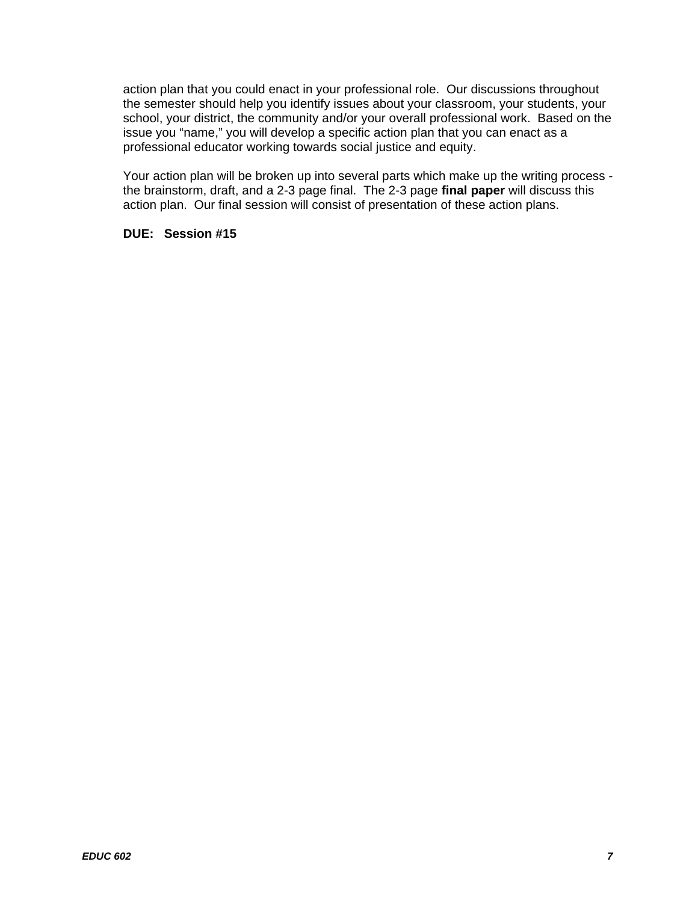action plan that you could enact in your professional role. Our discussions throughout the semester should help you identify issues about your classroom, your students, your school, your district, the community and/or your overall professional work. Based on the issue you "name," you will develop a specific action plan that you can enact as a professional educator working towards social justice and equity.

Your action plan will be broken up into several parts which make up the writing process - the brainstorm, draft, and a 2-3 page final. The 2-3 page **final paper** will discuss this action plan. Our final session will consist of presentation of these action plans.

**DUE: Session #15**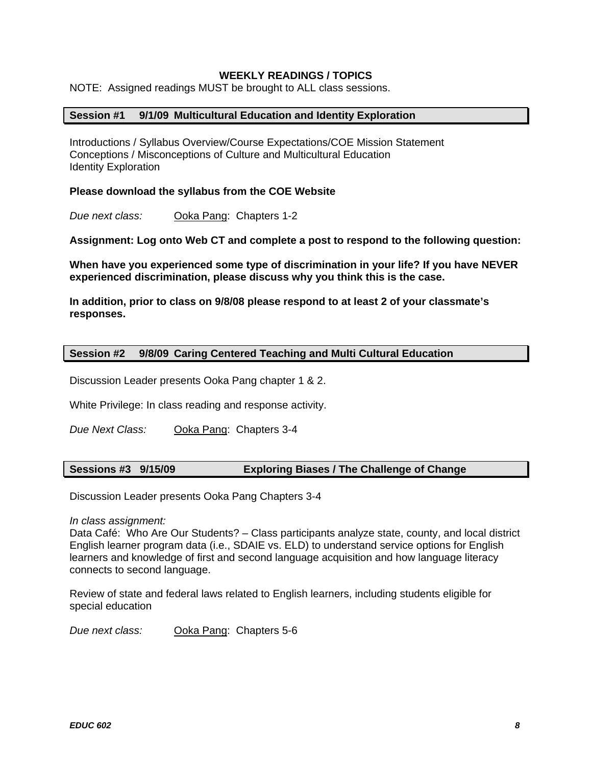## WEEKLY READINGS / TOPICS

NOTE: Assigned readings MUST be brought to ALL class sessions.

### Session #1 9/1/09 Multicultural Education and Identity Exploration

Introductions / Syllabus Overview/Course Expectations/COE Mission Statement
Conceptions / Misconceptions of Culture and Multicultural Education
Identity Exploration

**Please download the syllabus from the COE Website**

*Due next class:* Ooka Pang: Chapters 1-2

**Assignment: Log onto Web CT and complete a post to respond to the following question:**

**When have you experienced some type of discrimination in your life? If you have NEVER experienced discrimination, please discuss why you think this is the case.**

**In addition, prior to class on 9/8/08 please respond to at least 2 of your classmate's responses.**

### Session #2 9/8/09 Caring Centered Teaching and Multi Cultural Education

Discussion Leader presents Ooka Pang chapter 1 & 2.

White Privilege: In class reading and response activity.

*Due Next Class:* Ooka Pang: Chapters 3-4

### Sessions #3 9/15/09 Exploring Biases / The Challenge of Change

Discussion Leader presents Ooka Pang Chapters 3-4

*In class assignment:*
Data Café: Who Are Our Students? – Class participants analyze state, county, and local district English learner program data (i.e., SDAIE vs. ELD) to understand service options for English learners and knowledge of first and second language acquisition and how language literacy connects to second language.

Review of state and federal laws related to English learners, including students eligible for special education

*Due next class:* Ooka Pang: Chapters 5-6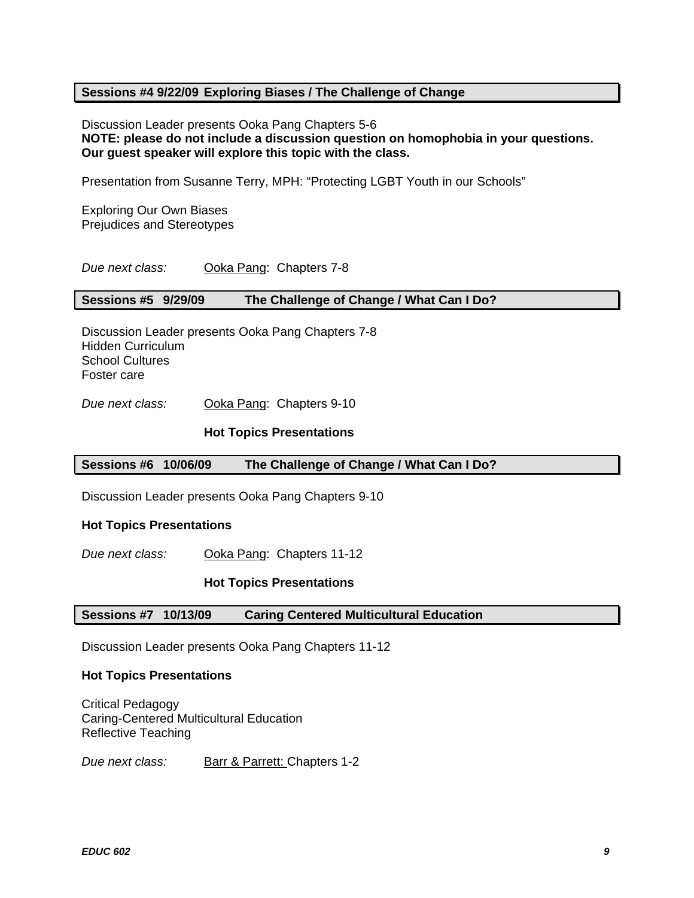## Sessions #4 9/22/09 Exploring Biases / The Challenge of Change

Discussion Leader presents Ooka Pang Chapters 5-6
**NOTE: please do not include a discussion question on homophobia in your questions. Our guest speaker will explore this topic with the class.**

Presentation from Susanne Terry, MPH: "Protecting LGBT Youth in our Schools"

Exploring Our Own Biases
Prejudices and Stereotypes

*Due next class:* Ooka Pang: Chapters 7-8

## Sessions #5 9/29/09 The Challenge of Change / What Can I Do?

Discussion Leader presents Ooka Pang Chapters 7-8
Hidden Curriculum
School Cultures
Foster care

*Due next class:* Ooka Pang: Chapters 9-10

**Hot Topics Presentations**

## Sessions #6 10/06/09 The Challenge of Change / What Can I Do?

Discussion Leader presents Ooka Pang Chapters 9-10

**Hot Topics Presentations**

*Due next class:* Ooka Pang: Chapters 11-12

**Hot Topics Presentations**

## Sessions #7 10/13/09 Caring Centered Multicultural Education

Discussion Leader presents Ooka Pang Chapters 11-12

**Hot Topics Presentations**

Critical Pedagogy
Caring-Centered Multicultural Education
Reflective Teaching

*Due next class:* Barr & Parrett: Chapters 1-2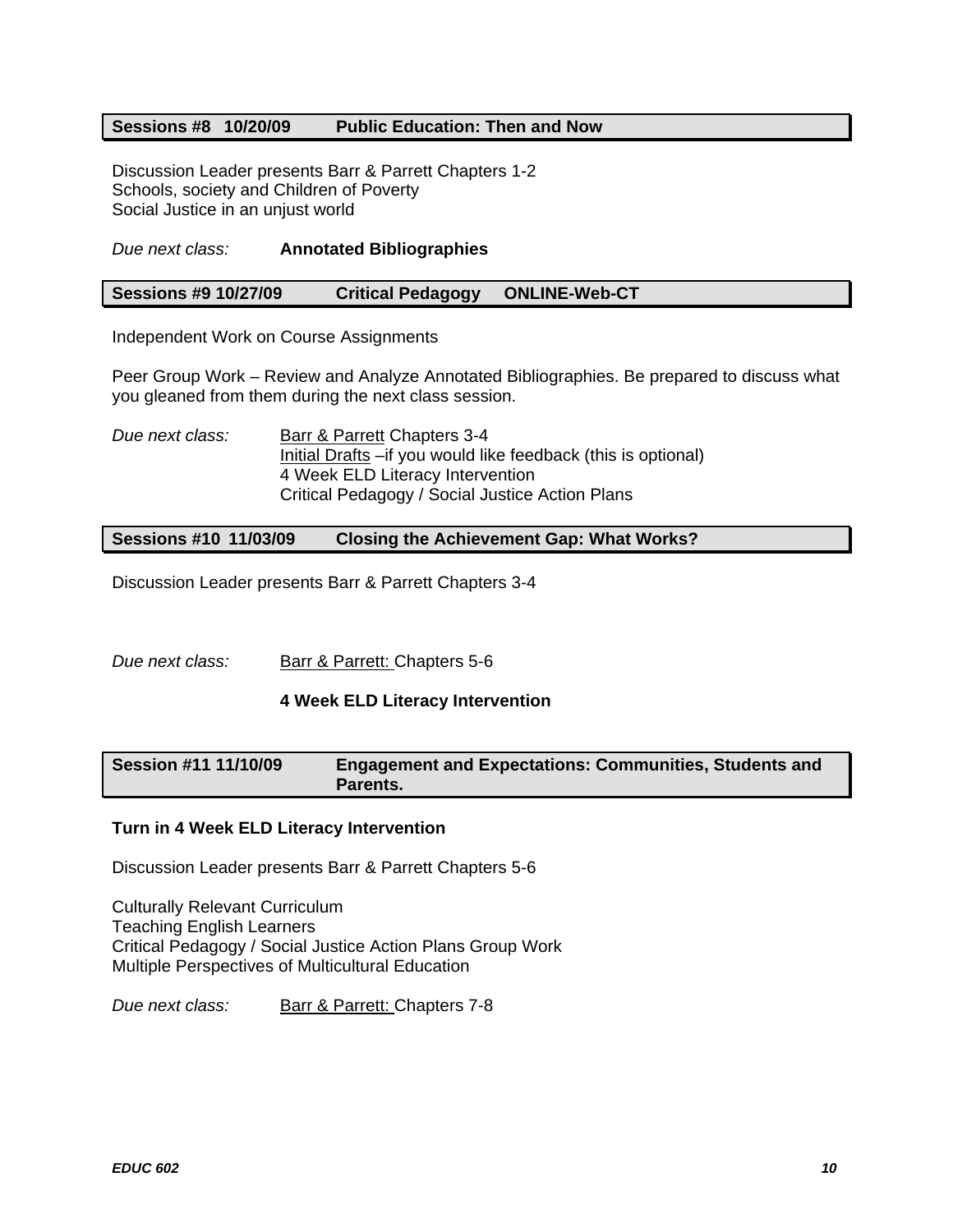### Sessions #8 10/20/09 Public Education: Then and Now

Discussion Leader presents Barr & Parrett Chapters 1-2
Schools, society and Children of Poverty
Social Justice in an unjust world

*Due next class:* **Annotated Bibliographies**

### Sessions #9 10/27/09 Critical Pedagogy ONLINE-Web-CT

Independent Work on Course Assignments

Peer Group Work – Review and Analyze Annotated Bibliographies. Be prepared to discuss what you gleaned from them during the next class session.

*Due next class:* Barr & Parrett Chapters 3-4
Initial Drafts –if you would like feedback (this is optional)
4 Week ELD Literacy Intervention
Critical Pedagogy / Social Justice Action Plans

### Sessions #10 11/03/09 Closing the Achievement Gap: What Works?

Discussion Leader presents Barr & Parrett Chapters 3-4

*Due next class:* Barr & Parrett: Chapters 5-6

**4 Week ELD Literacy Intervention**

### Session #11 11/10/09 Engagement and Expectations: Communities, Students and Parents.

**Turn in 4 Week ELD Literacy Intervention**

Discussion Leader presents Barr & Parrett Chapters 5-6

Culturally Relevant Curriculum
Teaching English Learners
Critical Pedagogy / Social Justice Action Plans Group Work
Multiple Perspectives of Multicultural Education

*Due next class:* Barr & Parrett: Chapters 7-8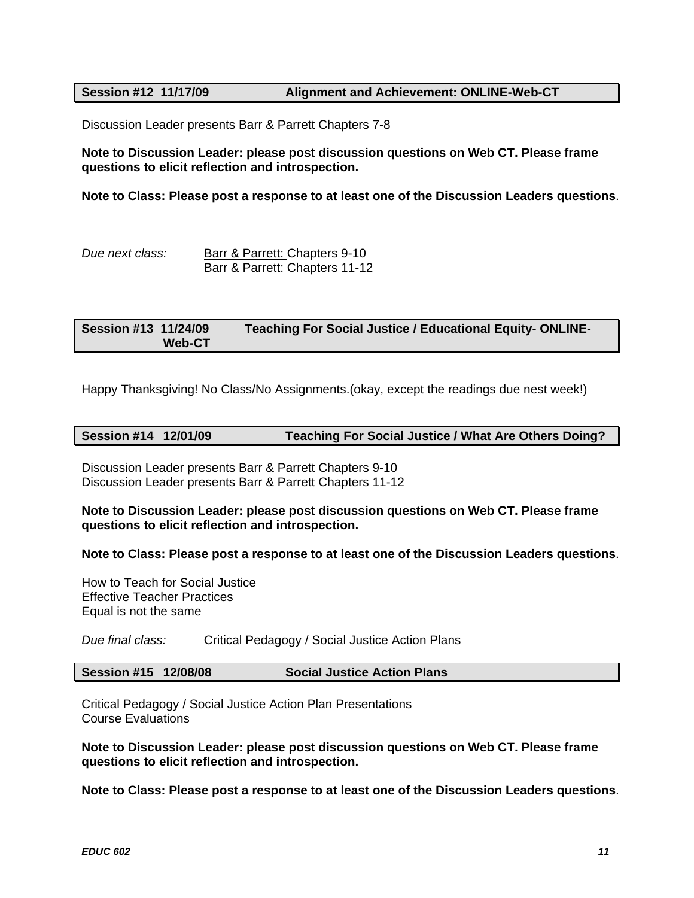**Session #12 11/17/09 Alignment and Achievement: ONLINE-Web-CT**

Discussion Leader presents Barr & Parrett Chapters 7-8

**Note to Discussion Leader: please post discussion questions on Web CT. Please frame questions to elicit reflection and introspection.**

**Note to Class: Please post a response to at least one of the Discussion Leaders questions**.

*Due next class:* Barr & Parrett: Chapters 9-10
Barr & Parrett: Chapters 11-12

**Session #13 11/24/09 Teaching For Social Justice / Educational Equity- ONLINE-Web-CT**

Happy Thanksgiving! No Class/No Assignments.(okay, except the readings due nest week!)

**Session #14 12/01/09 Teaching For Social Justice / What Are Others Doing?**

Discussion Leader presents Barr & Parrett Chapters 9-10
Discussion Leader presents Barr & Parrett Chapters 11-12

**Note to Discussion Leader: please post discussion questions on Web CT. Please frame questions to elicit reflection and introspection.**

**Note to Class: Please post a response to at least one of the Discussion Leaders questions**.

How to Teach for Social Justice
Effective Teacher Practices
Equal is not the same

*Due final class:* Critical Pedagogy / Social Justice Action Plans

**Session #15 12/08/08 Social Justice Action Plans**

Critical Pedagogy / Social Justice Action Plan Presentations
Course Evaluations

**Note to Discussion Leader: please post discussion questions on Web CT. Please frame questions to elicit reflection and introspection.**

**Note to Class: Please post a response to at least one of the Discussion Leaders questions**.